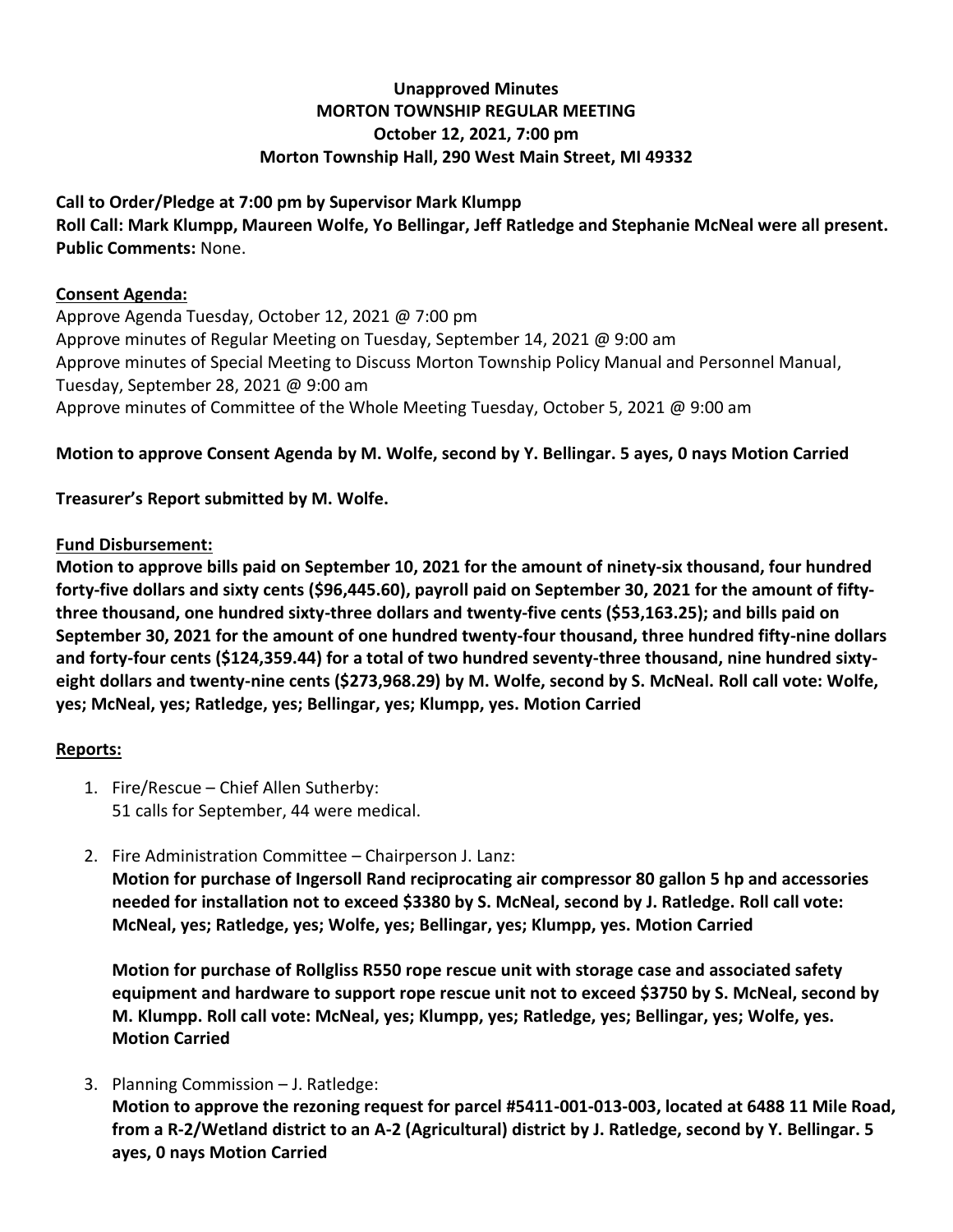**Unapproved Minutes**
**MORTON TOWNSHIP REGULAR MEETING**
**October 12, 2021, 7:00 pm**
**Morton Township Hall, 290 West Main Street, MI 49332**

**Call to Order/Pledge at 7:00 pm by Supervisor Mark Klumpp**
**Roll Call: Mark Klumpp, Maureen Wolfe, Yo Bellingar, Jeff Ratledge and Stephanie McNeal were all present.**
**Public Comments:** None.

**<u>Consent Agenda:</u>**
Approve Agenda Tuesday, October 12, 2021 @ 7:00 pm
Approve minutes of Regular Meeting on Tuesday, September 14, 2021 @ 9:00 am
Approve minutes of Special Meeting to Discuss Morton Township Policy Manual and Personnel Manual, Tuesday, September 28, 2021 @ 9:00 am
Approve minutes of Committee of the Whole Meeting Tuesday, October 5, 2021 @ 9:00 am

**Motion to approve Consent Agenda by M. Wolfe, second by Y. Bellingar. 5 ayes, 0 nays Motion Carried**

**Treasurer's Report submitted by M. Wolfe.**

**<u>Fund Disbursement:</u>**
**Motion to approve bills paid on September 10, 2021 for the amount of ninety-six thousand, four hundred forty-five dollars and sixty cents ($96,445.60), payroll paid on September 30, 2021 for the amount of fifty-three thousand, one hundred sixty-three dollars and twenty-five cents ($53,163.25); and bills paid on September 30, 2021 for the amount of one hundred twenty-four thousand, three hundred fifty-nine dollars and forty-four cents ($124,359.44) for a total of two hundred seventy-three thousand, nine hundred sixty-eight dollars and twenty-nine cents ($273,968.29) by M. Wolfe, second by S. McNeal. Roll call vote: Wolfe, yes; McNeal, yes; Ratledge, yes; Bellingar, yes; Klumpp, yes. Motion Carried**

**<u>Reports:</u>**

1. Fire/Rescue – Chief Allen Sutherby:
   51 calls for September, 44 were medical.

2. Fire Administration Committee – Chairperson J. Lanz:
   **Motion for purchase of Ingersoll Rand reciprocating air compressor 80 gallon 5 hp and accessories needed for installation not to exceed $3380 by S. McNeal, second by J. Ratledge. Roll call vote: McNeal, yes; Ratledge, yes; Wolfe, yes; Bellingar, yes; Klumpp, yes. Motion Carried**

   **Motion for purchase of Rollgliss R550 rope rescue unit with storage case and associated safety equipment and hardware to support rope rescue unit not to exceed $3750 by S. McNeal, second by M. Klumpp. Roll call vote: McNeal, yes; Klumpp, yes; Ratledge, yes; Bellingar, yes; Wolfe, yes. Motion Carried**

3. Planning Commission – J. Ratledge:
   **Motion to approve the rezoning request for parcel #5411-001-013-003, located at 6488 11 Mile Road, from a R-2/Wetland district to an A-2 (Agricultural) district by J. Ratledge, second by Y. Bellingar. 5 ayes, 0 nays Motion Carried**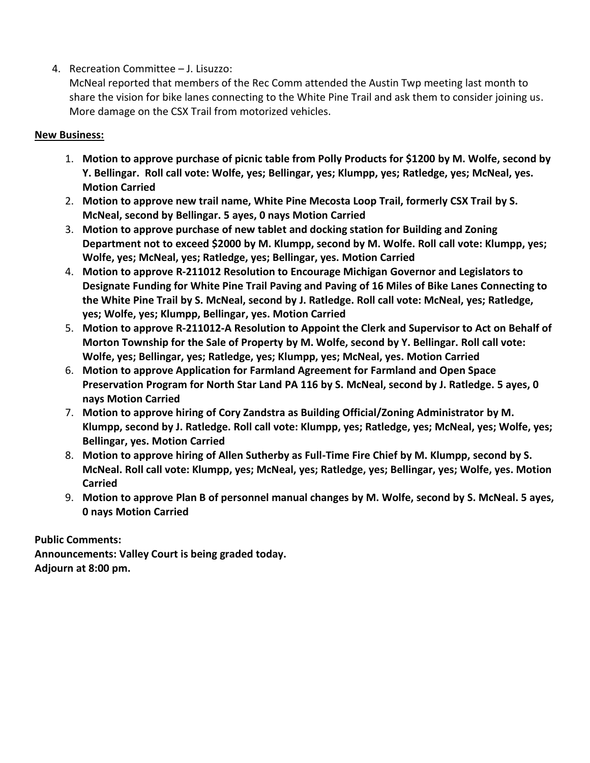4. Recreation Committee – J. Lisuzzo:
   McNeal reported that members of the Rec Comm attended the Austin Twp meeting last month to share the vision for bike lanes connecting to the White Pine Trail and ask them to consider joining us. More damage on the CSX Trail from motorized vehicles.

**New Business:**

1. **Motion to approve purchase of picnic table from Polly Products for $1200 by M. Wolfe, second by Y. Bellingar. Roll call vote: Wolfe, yes; Bellingar, yes; Klumpp, yes; Ratledge, yes; McNeal, yes. Motion Carried**
2. **Motion to approve new trail name, White Pine Mecosta Loop Trail, formerly CSX Trail by S. McNeal, second by Bellingar. 5 ayes, 0 nays Motion Carried**
3. **Motion to approve purchase of new tablet and docking station for Building and Zoning Department not to exceed $2000 by M. Klumpp, second by M. Wolfe. Roll call vote: Klumpp, yes; Wolfe, yes; McNeal, yes; Ratledge, yes; Bellingar, yes. Motion Carried**
4. **Motion to approve R-211012 Resolution to Encourage Michigan Governor and Legislators to Designate Funding for White Pine Trail Paving and Paving of 16 Miles of Bike Lanes Connecting to the White Pine Trail by S. McNeal, second by J. Ratledge. Roll call vote: McNeal, yes; Ratledge, yes; Wolfe, yes; Klumpp, Bellingar, yes. Motion Carried**
5. **Motion to approve R-211012-A Resolution to Appoint the Clerk and Supervisor to Act on Behalf of Morton Township for the Sale of Property by M. Wolfe, second by Y. Bellingar. Roll call vote: Wolfe, yes; Bellingar, yes; Ratledge, yes; Klumpp, yes; McNeal, yes. Motion Carried**
6. **Motion to approve Application for Farmland Agreement for Farmland and Open Space Preservation Program for North Star Land PA 116 by S. McNeal, second by J. Ratledge. 5 ayes, 0 nays Motion Carried**
7. **Motion to approve hiring of Cory Zandstra as Building Official/Zoning Administrator by M. Klumpp, second by J. Ratledge. Roll call vote: Klumpp, yes; Ratledge, yes; McNeal, yes; Wolfe, yes; Bellingar, yes. Motion Carried**
8. **Motion to approve hiring of Allen Sutherby as Full-Time Fire Chief by M. Klumpp, second by S. McNeal. Roll call vote: Klumpp, yes; McNeal, yes; Ratledge, yes; Bellingar, yes; Wolfe, yes. Motion Carried**
9. **Motion to approve Plan B of personnel manual changes by M. Wolfe, second by S. McNeal. 5 ayes, 0 nays Motion Carried**

**Public Comments:**
**Announcements: Valley Court is being graded today.**
**Adjourn at 8:00 pm.**